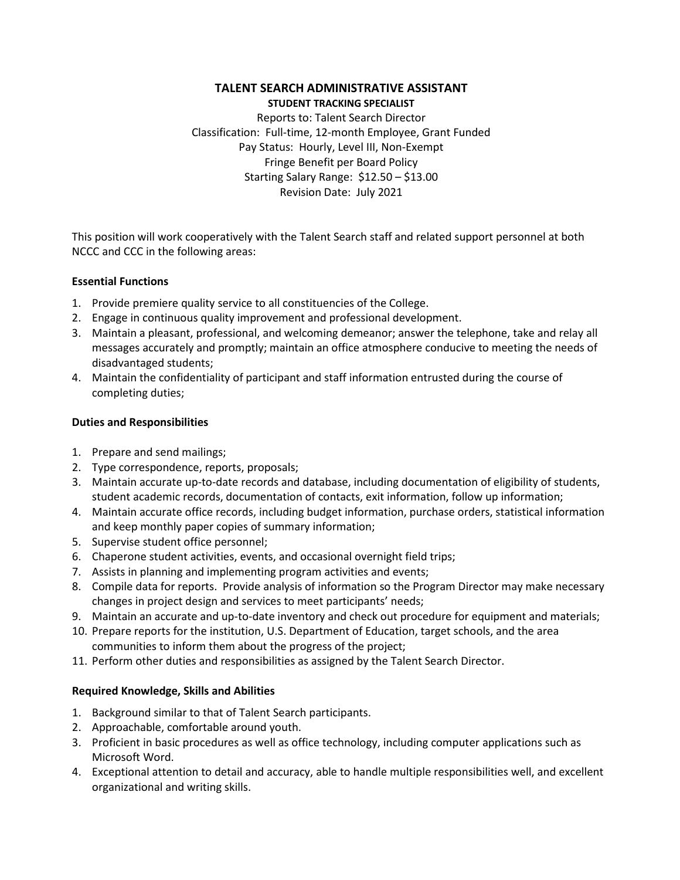# TALENT SEARCH ADMINISTRATIVE ASSISTANT

**STUDENT TRACKING SPECIALIST**

Reports to: Talent Search Director
Classification: Full-time, 12-month Employee, Grant Funded
Pay Status: Hourly, Level III, Non-Exempt
Fringe Benefit per Board Policy
Starting Salary Range: $12.50 – $13.00
Revision Date: July 2021

This position will work cooperatively with the Talent Search staff and related support personnel at both NCCC and CCC in the following areas:

### Essential Functions

1. Provide premiere quality service to all constituencies of the College.
2. Engage in continuous quality improvement and professional development.
3. Maintain a pleasant, professional, and welcoming demeanor; answer the telephone, take and relay all messages accurately and promptly; maintain an office atmosphere conducive to meeting the needs of disadvantaged students;
4. Maintain the confidentiality of participant and staff information entrusted during the course of completing duties;

### Duties and Responsibilities

1. Prepare and send mailings;
2. Type correspondence, reports, proposals;
3. Maintain accurate up-to-date records and database, including documentation of eligibility of students, student academic records, documentation of contacts, exit information, follow up information;
4. Maintain accurate office records, including budget information, purchase orders, statistical information and keep monthly paper copies of summary information;
5. Supervise student office personnel;
6. Chaperone student activities, events, and occasional overnight field trips;
7. Assists in planning and implementing program activities and events;
8. Compile data for reports. Provide analysis of information so the Program Director may make necessary changes in project design and services to meet participants' needs;
9. Maintain an accurate and up-to-date inventory and check out procedure for equipment and materials;
10. Prepare reports for the institution, U.S. Department of Education, target schools, and the area communities to inform them about the progress of the project;
11. Perform other duties and responsibilities as assigned by the Talent Search Director.

### Required Knowledge, Skills and Abilities

1. Background similar to that of Talent Search participants.
2. Approachable, comfortable around youth.
3. Proficient in basic procedures as well as office technology, including computer applications such as Microsoft Word.
4. Exceptional attention to detail and accuracy, able to handle multiple responsibilities well, and excellent organizational and writing skills.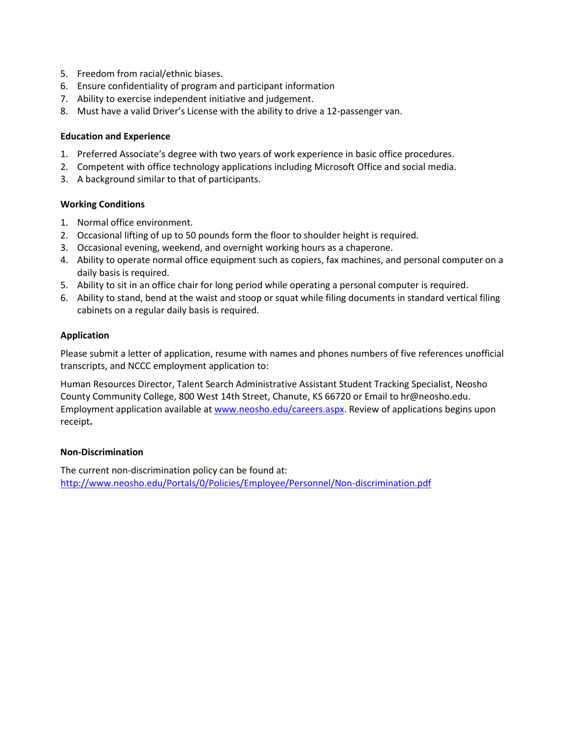5. Freedom from racial/ethnic biases.
6. Ensure confidentiality of program and participant information
7. Ability to exercise independent initiative and judgement.
8. Must have a valid Driver's License with the ability to drive a 12-passenger van.

**Education and Experience**

1. Preferred Associate's degree with two years of work experience in basic office procedures.
2. Competent with office technology applications including Microsoft Office and social media.
3. A background similar to that of participants.

**Working Conditions**

1. Normal office environment.
2. Occasional lifting of up to 50 pounds form the floor to shoulder height is required.
3. Occasional evening, weekend, and overnight working hours as a chaperone.
4. Ability to operate normal office equipment such as copiers, fax machines, and personal computer on a daily basis is required.
5. Ability to sit in an office chair for long period while operating a personal computer is required.
6. Ability to stand, bend at the waist and stoop or squat while filing documents in standard vertical filing cabinets on a regular daily basis is required.

**Application**

Please submit a letter of application, resume with names and phones numbers of five references unofficial transcripts, and NCCC employment application to:

Human Resources Director, Talent Search Administrative Assistant Student Tracking Specialist, Neosho County Community College, 800 West 14th Street, Chanute, KS 66720 or Email to hr@neosho.edu. Employment application available at [www.neosho.edu/careers.aspx](www.neosho.edu/careers.aspx). Review of applications begins upon receipt**.**

**Non-Discrimination**

The current non-discrimination policy can be found at:
[http://www.neosho.edu/Portals/0/Policies/Employee/Personnel/Non-discrimination.pdf](http://www.neosho.edu/Portals/0/Policies/Employee/Personnel/Non-discrimination.pdf)